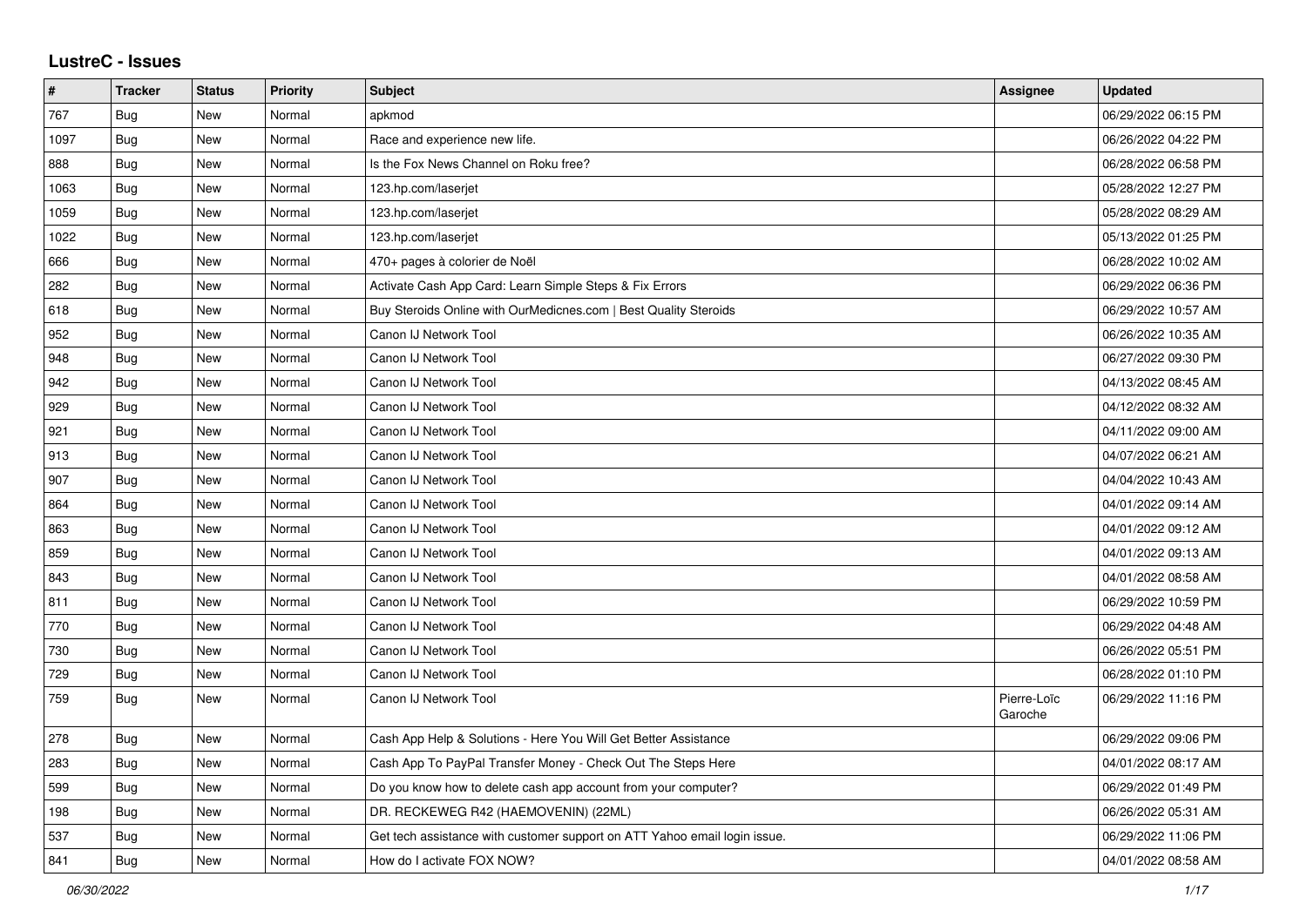# LustreC - Issues

| # | Tracker | Status | Priority | Subject | Assignee | Updated |
|---|---|---|---|---|---|---|
| 767 | Bug | New | Normal | apkmod | | 06/29/2022 06:15 PM |
| 1097 | Bug | New | Normal | Race and experience new life. | | 06/26/2022 04:22 PM |
| 888 | Bug | New | Normal | Is the Fox News Channel on Roku free? | | 06/28/2022 06:58 PM |
| 1063 | Bug | New | Normal | 123.hp.com/laserjet | | 05/28/2022 12:27 PM |
| 1059 | Bug | New | Normal | 123.hp.com/laserjet | | 05/28/2022 08:29 AM |
| 1022 | Bug | New | Normal | 123.hp.com/laserjet | | 05/13/2022 01:25 PM |
| 666 | Bug | New | Normal | 470+ pages à colorier de Noël | | 06/28/2022 10:02 AM |
| 282 | Bug | New | Normal | Activate Cash App Card: Learn Simple Steps & Fix Errors | | 06/29/2022 06:36 PM |
| 618 | Bug | New | Normal | Buy Steroids Online with OurMedicnes.com \| Best Quality Steroids | | 06/29/2022 10:57 AM |
| 952 | Bug | New | Normal | Canon IJ Network Tool | | 06/26/2022 10:35 AM |
| 948 | Bug | New | Normal | Canon IJ Network Tool | | 06/27/2022 09:30 PM |
| 942 | Bug | New | Normal | Canon IJ Network Tool | | 04/13/2022 08:45 AM |
| 929 | Bug | New | Normal | Canon IJ Network Tool | | 04/12/2022 08:32 AM |
| 921 | Bug | New | Normal | Canon IJ Network Tool | | 04/11/2022 09:00 AM |
| 913 | Bug | New | Normal | Canon IJ Network Tool | | 04/07/2022 06:21 AM |
| 907 | Bug | New | Normal | Canon IJ Network Tool | | 04/04/2022 10:43 AM |
| 864 | Bug | New | Normal | Canon IJ Network Tool | | 04/01/2022 09:14 AM |
| 863 | Bug | New | Normal | Canon IJ Network Tool | | 04/01/2022 09:12 AM |
| 859 | Bug | New | Normal | Canon IJ Network Tool | | 04/01/2022 09:13 AM |
| 843 | Bug | New | Normal | Canon IJ Network Tool | | 04/01/2022 08:58 AM |
| 811 | Bug | New | Normal | Canon IJ Network Tool | | 06/29/2022 10:59 PM |
| 770 | Bug | New | Normal | Canon IJ Network Tool | | 06/29/2022 04:48 AM |
| 730 | Bug | New | Normal | Canon IJ Network Tool | | 06/26/2022 05:51 PM |
| 729 | Bug | New | Normal | Canon IJ Network Tool | | 06/28/2022 01:10 PM |
| 759 | Bug | New | Normal | Canon IJ Network Tool | Pierre-Loïc Garoche | 06/29/2022 11:16 PM |
| 278 | Bug | New | Normal | Cash App Help & Solutions - Here You Will Get Better Assistance | | 06/29/2022 09:06 PM |
| 283 | Bug | New | Normal | Cash App To PayPal Transfer Money - Check Out The Steps Here | | 04/01/2022 08:17 AM |
| 599 | Bug | New | Normal | Do you know how to delete cash app account from your computer? | | 06/29/2022 01:49 PM |
| 198 | Bug | New | Normal | DR. RECKEWEG R42 (HAEMOVENIN) (22ML) | | 06/26/2022 05:31 AM |
| 537 | Bug | New | Normal | Get tech assistance with customer support on ATT Yahoo email login issue. | | 06/29/2022 11:06 PM |
| 841 | Bug | New | Normal | How do I activate FOX NOW? | | 04/01/2022 08:58 AM |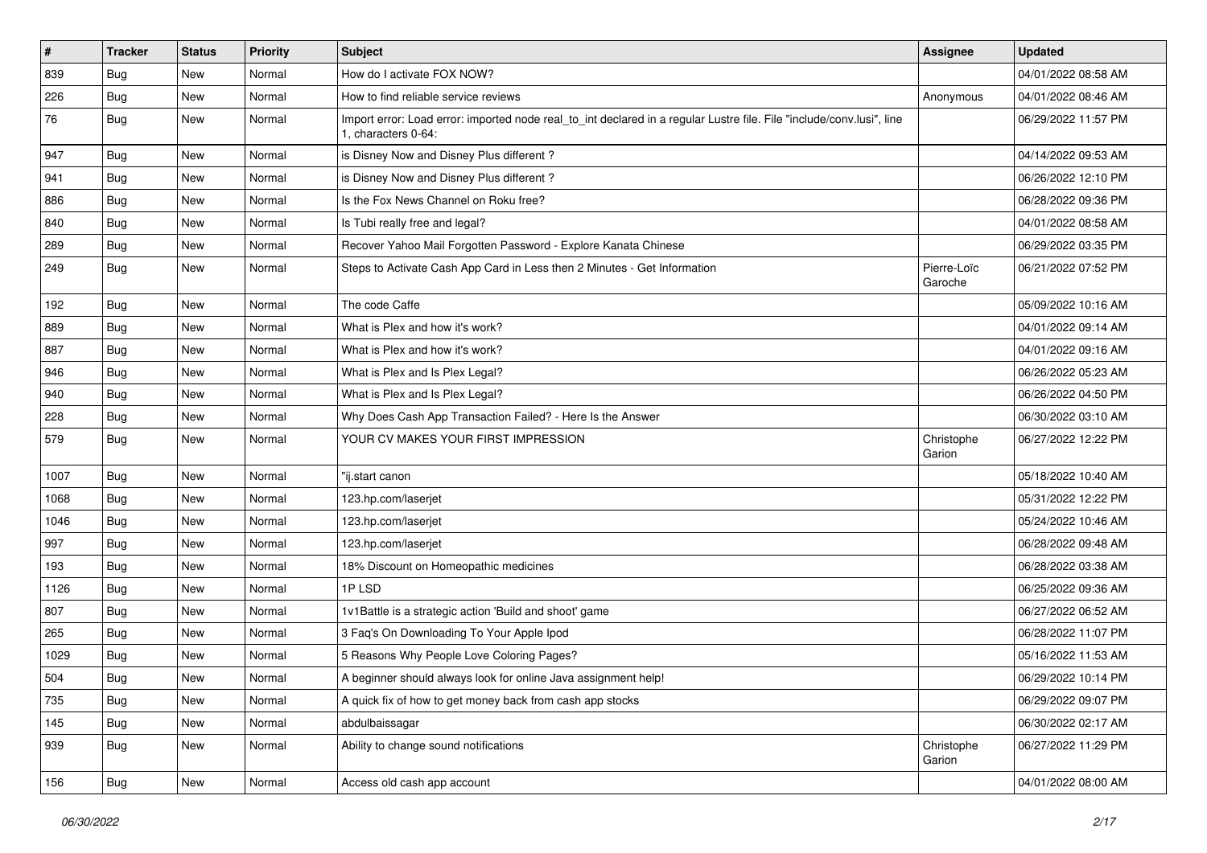| # | Tracker | Status | Priority | Subject | Assignee | Updated |
|---|---|---|---|---|---|---|
| 839 | Bug | New | Normal | How do I activate FOX NOW? | | 04/01/2022 08:58 AM |
| 226 | Bug | New | Normal | How to find reliable service reviews | Anonymous | 04/01/2022 08:46 AM |
| 76 | Bug | New | Normal | Import error: Load error: imported node real_to_int declared in a regular Lustre file. File "include/conv.lusi", line 1, characters 0-64: | | 06/29/2022 11:57 PM |
| 947 | Bug | New | Normal | is Disney Now and Disney Plus different ? | | 04/14/2022 09:53 AM |
| 941 | Bug | New | Normal | is Disney Now and Disney Plus different ? | | 06/26/2022 12:10 PM |
| 886 | Bug | New | Normal | Is the Fox News Channel on Roku free? | | 06/28/2022 09:36 PM |
| 840 | Bug | New | Normal | Is Tubi really free and legal? | | 04/01/2022 08:58 AM |
| 289 | Bug | New | Normal | Recover Yahoo Mail Forgotten Password - Explore Kanata Chinese | | 06/29/2022 03:35 PM |
| 249 | Bug | New | Normal | Steps to Activate Cash App Card in Less then 2 Minutes - Get Information | Pierre-Loïc Garoche | 06/21/2022 07:52 PM |
| 192 | Bug | New | Normal | The code Caffe | | 05/09/2022 10:16 AM |
| 889 | Bug | New | Normal | What is Plex and how it's work? | | 04/01/2022 09:14 AM |
| 887 | Bug | New | Normal | What is Plex and how it's work? | | 04/01/2022 09:16 AM |
| 946 | Bug | New | Normal | What is Plex and Is Plex Legal? | | 06/26/2022 05:23 AM |
| 940 | Bug | New | Normal | What is Plex and Is Plex Legal? | | 06/26/2022 04:50 PM |
| 228 | Bug | New | Normal | Why Does Cash App Transaction Failed? - Here Is the Answer | | 06/30/2022 03:10 AM |
| 579 | Bug | New | Normal | YOUR CV MAKES YOUR FIRST IMPRESSION | Christophe Garion | 06/27/2022 12:22 PM |
| 1007 | Bug | New | Normal | "ij.start canon | | 05/18/2022 10:40 AM |
| 1068 | Bug | New | Normal | 123.hp.com/laserjet | | 05/31/2022 12:22 PM |
| 1046 | Bug | New | Normal | 123.hp.com/laserjet | | 05/24/2022 10:46 AM |
| 997 | Bug | New | Normal | 123.hp.com/laserjet | | 06/28/2022 09:48 AM |
| 193 | Bug | New | Normal | 18% Discount on Homeopathic medicines | | 06/28/2022 03:38 AM |
| 1126 | Bug | New | Normal | 1P LSD | | 06/25/2022 09:36 AM |
| 807 | Bug | New | Normal | 1v1Battle is a strategic action 'Build and shoot' game | | 06/27/2022 06:52 AM |
| 265 | Bug | New | Normal | 3 Faq's On Downloading To Your Apple Ipod | | 06/28/2022 11:07 PM |
| 1029 | Bug | New | Normal | 5 Reasons Why People Love Coloring Pages? | | 05/16/2022 11:53 AM |
| 504 | Bug | New | Normal | A beginner should always look for online Java assignment help! | | 06/29/2022 10:14 PM |
| 735 | Bug | New | Normal | A quick fix of how to get money back from cash app stocks | | 06/29/2022 09:07 PM |
| 145 | Bug | New | Normal | abdulbaissagar | | 06/30/2022 02:17 AM |
| 939 | Bug | New | Normal | Ability to change sound notifications | Christophe Garion | 06/27/2022 11:29 PM |
| 156 | Bug | New | Normal | Access old cash app account | | 04/01/2022 08:00 AM |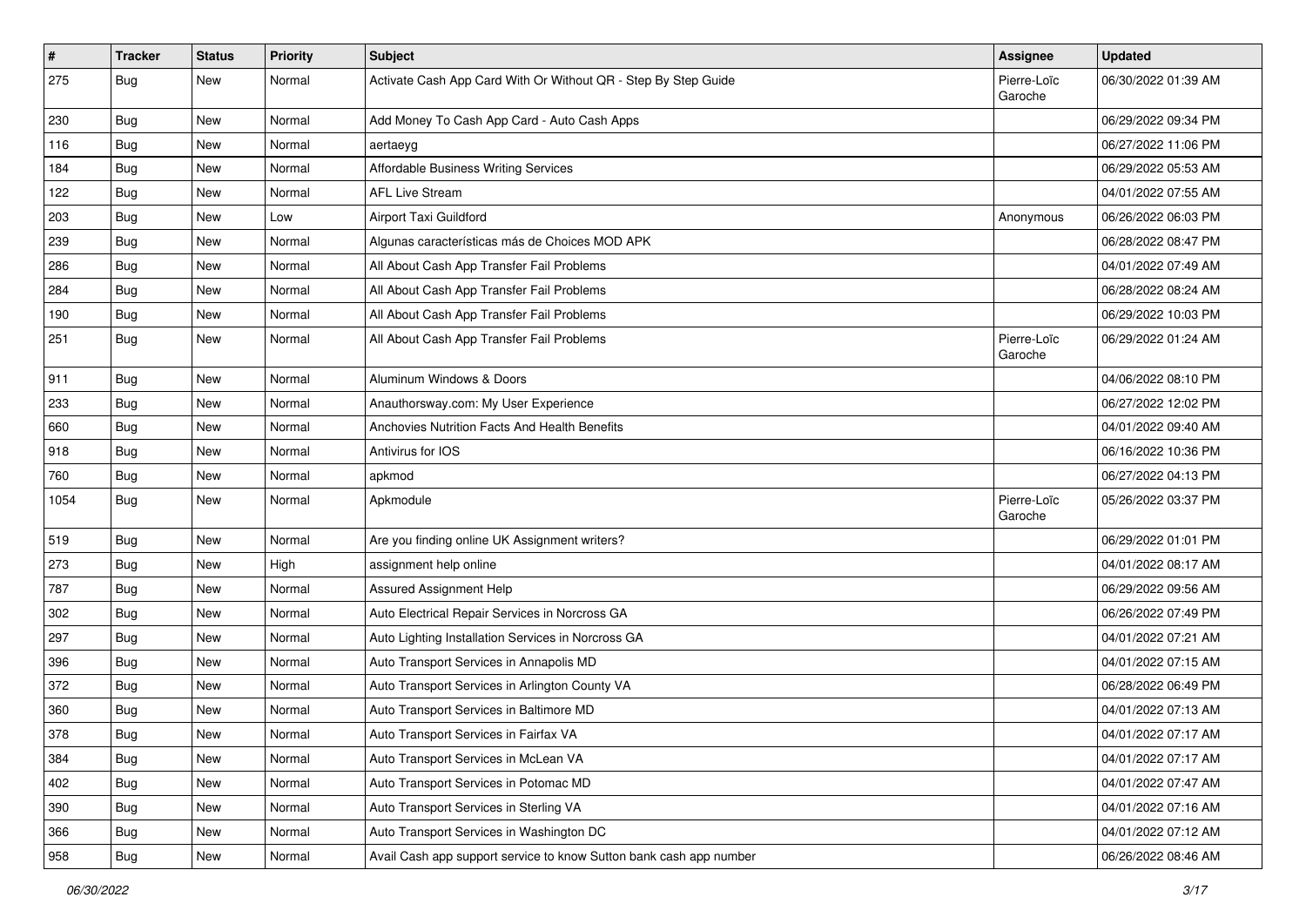| # | Tracker | Status | Priority | Subject | Assignee | Updated |
|---|---|---|---|---|---|---|
| 275 | Bug | New | Normal | Activate Cash App Card With Or Without QR - Step By Step Guide | Pierre-Loïc Garoche | 06/30/2022 01:39 AM |
| 230 | Bug | New | Normal | Add Money To Cash App Card - Auto Cash Apps | | 06/29/2022 09:34 PM |
| 116 | Bug | New | Normal | aertaeyg | | 06/27/2022 11:06 PM |
| 184 | Bug | New | Normal | Affordable Business Writing Services | | 06/29/2022 05:53 AM |
| 122 | Bug | New | Normal | AFL Live Stream | | 04/01/2022 07:55 AM |
| 203 | Bug | New | Low | Airport Taxi Guildford | Anonymous | 06/26/2022 06:03 PM |
| 239 | Bug | New | Normal | Algunas características más de Choices MOD APK | | 06/28/2022 08:47 PM |
| 286 | Bug | New | Normal | All About Cash App Transfer Fail Problems | | 04/01/2022 07:49 AM |
| 284 | Bug | New | Normal | All About Cash App Transfer Fail Problems | | 06/28/2022 08:24 AM |
| 190 | Bug | New | Normal | All About Cash App Transfer Fail Problems | | 06/29/2022 10:03 PM |
| 251 | Bug | New | Normal | All About Cash App Transfer Fail Problems | Pierre-Loïc Garoche | 06/29/2022 01:24 AM |
| 911 | Bug | New | Normal | Aluminum Windows & Doors | | 04/06/2022 08:10 PM |
| 233 | Bug | New | Normal | Anauthorsway.com: My User Experience | | 06/27/2022 12:02 PM |
| 660 | Bug | New | Normal | Anchovies Nutrition Facts And Health Benefits | | 04/01/2022 09:40 AM |
| 918 | Bug | New | Normal | Antivirus for IOS | | 06/16/2022 10:36 PM |
| 760 | Bug | New | Normal | apkmod | | 06/27/2022 04:13 PM |
| 1054 | Bug | New | Normal | Apkmodule | Pierre-Loïc Garoche | 05/26/2022 03:37 PM |
| 519 | Bug | New | Normal | Are you finding online UK Assignment writers? | | 06/29/2022 01:01 PM |
| 273 | Bug | New | High | assignment help online | | 04/01/2022 08:17 AM |
| 787 | Bug | New | Normal | Assured Assignment Help | | 06/29/2022 09:56 AM |
| 302 | Bug | New | Normal | Auto Electrical Repair Services in Norcross GA | | 06/26/2022 07:49 PM |
| 297 | Bug | New | Normal | Auto Lighting Installation Services in Norcross GA | | 04/01/2022 07:21 AM |
| 396 | Bug | New | Normal | Auto Transport Services in Annapolis MD | | 04/01/2022 07:15 AM |
| 372 | Bug | New | Normal | Auto Transport Services in Arlington County VA | | 06/28/2022 06:49 PM |
| 360 | Bug | New | Normal | Auto Transport Services in Baltimore MD | | 04/01/2022 07:13 AM |
| 378 | Bug | New | Normal | Auto Transport Services in Fairfax VA | | 04/01/2022 07:17 AM |
| 384 | Bug | New | Normal | Auto Transport Services in McLean VA | | 04/01/2022 07:17 AM |
| 402 | Bug | New | Normal | Auto Transport Services in Potomac MD | | 04/01/2022 07:47 AM |
| 390 | Bug | New | Normal | Auto Transport Services in Sterling VA | | 04/01/2022 07:16 AM |
| 366 | Bug | New | Normal | Auto Transport Services in Washington DC | | 04/01/2022 07:12 AM |
| 958 | Bug | New | Normal | Avail Cash app support service to know Sutton bank cash app number | | 06/26/2022 08:46 AM |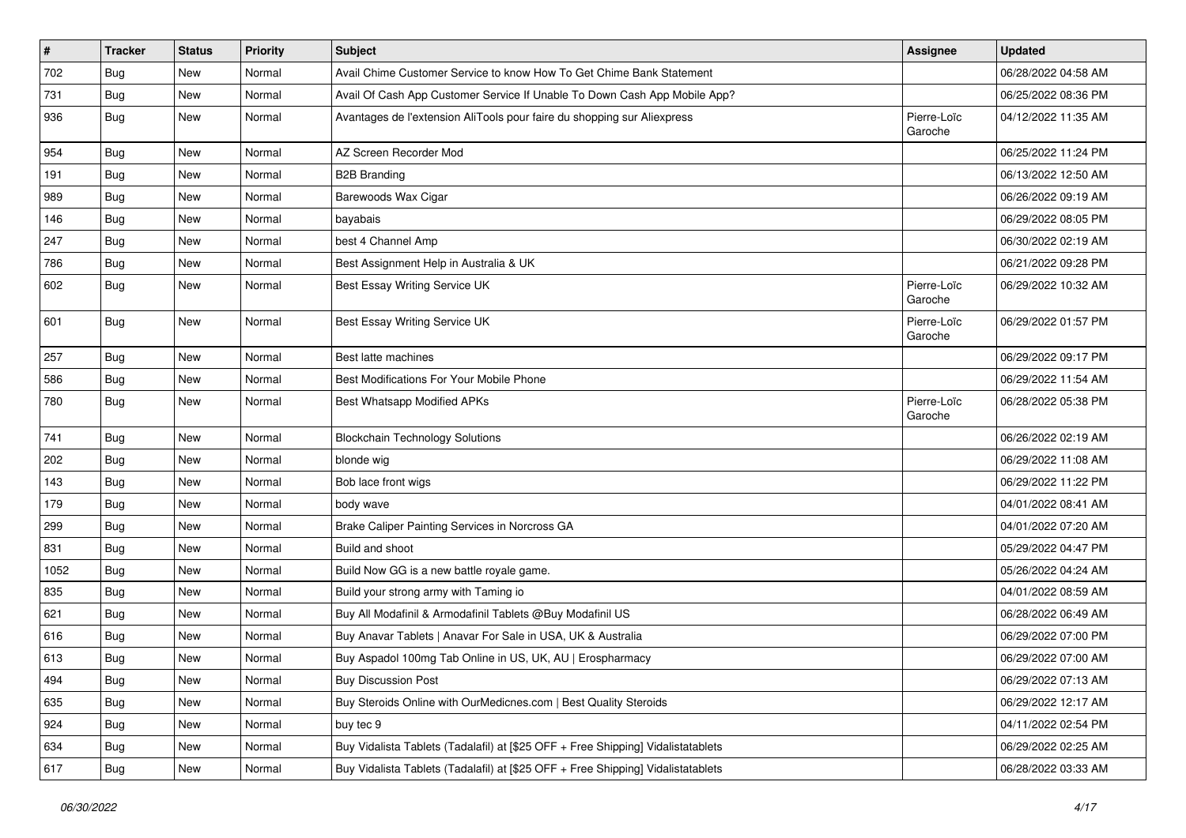| # | Tracker | Status | Priority | Subject | Assignee | Updated |
|---|---|---|---|---|---|---|
| 702 | Bug | New | Normal | Avail Chime Customer Service to know How To Get Chime Bank Statement | | 06/28/2022 04:58 AM |
| 731 | Bug | New | Normal | Avail Of Cash App Customer Service If Unable To Down Cash App Mobile App? | | 06/25/2022 08:36 PM |
| 936 | Bug | New | Normal | Avantages de l'extension AliTools pour faire du shopping sur Aliexpress | Pierre-Loïc Garoche | 04/12/2022 11:35 AM |
| 954 | Bug | New | Normal | AZ Screen Recorder Mod | | 06/25/2022 11:24 PM |
| 191 | Bug | New | Normal | B2B Branding | | 06/13/2022 12:50 AM |
| 989 | Bug | New | Normal | Barewoods Wax Cigar | | 06/26/2022 09:19 AM |
| 146 | Bug | New | Normal | bayabais | | 06/29/2022 08:05 PM |
| 247 | Bug | New | Normal | best 4 Channel Amp | | 06/30/2022 02:19 AM |
| 786 | Bug | New | Normal | Best Assignment Help in Australia & UK | | 06/21/2022 09:28 PM |
| 602 | Bug | New | Normal | Best Essay Writing Service UK | Pierre-Loïc Garoche | 06/29/2022 10:32 AM |
| 601 | Bug | New | Normal | Best Essay Writing Service UK | Pierre-Loïc Garoche | 06/29/2022 01:57 PM |
| 257 | Bug | New | Normal | Best latte machines | | 06/29/2022 09:17 PM |
| 586 | Bug | New | Normal | Best Modifications For Your Mobile Phone | | 06/29/2022 11:54 AM |
| 780 | Bug | New | Normal | Best Whatsapp Modified APKs | Pierre-Loïc Garoche | 06/28/2022 05:38 PM |
| 741 | Bug | New | Normal | Blockchain Technology Solutions | | 06/26/2022 02:19 AM |
| 202 | Bug | New | Normal | blonde wig | | 06/29/2022 11:08 AM |
| 143 | Bug | New | Normal | Bob lace front wigs | | 06/29/2022 11:22 PM |
| 179 | Bug | New | Normal | body wave | | 04/01/2022 08:41 AM |
| 299 | Bug | New | Normal | Brake Caliper Painting Services in Norcross GA | | 04/01/2022 07:20 AM |
| 831 | Bug | New | Normal | Build and shoot | | 05/29/2022 04:47 PM |
| 1052 | Bug | New | Normal | Build Now GG is a new battle royale game. | | 05/26/2022 04:24 AM |
| 835 | Bug | New | Normal | Build your strong army with Taming io | | 04/01/2022 08:59 AM |
| 621 | Bug | New | Normal | Buy All Modafinil & Armodafinil Tablets @Buy Modafinil US | | 06/28/2022 06:49 AM |
| 616 | Bug | New | Normal | Buy Anavar Tablets \| Anavar For Sale in USA, UK & Australia | | 06/29/2022 07:00 PM |
| 613 | Bug | New | Normal | Buy Aspadol 100mg Tab Online in US, UK, AU \| Erospharmacy | | 06/29/2022 07:00 AM |
| 494 | Bug | New | Normal | Buy Discussion Post | | 06/29/2022 07:13 AM |
| 635 | Bug | New | Normal | Buy Steroids Online with OurMedicnes.com \| Best Quality Steroids | | 06/29/2022 12:17 AM |
| 924 | Bug | New | Normal | buy tec 9 | | 04/11/2022 02:54 PM |
| 634 | Bug | New | Normal | Buy Vidalista Tablets (Tadalafil) at [$25 OFF + Free Shipping] Vidalistatablets | | 06/29/2022 02:25 AM |
| 617 | Bug | New | Normal | Buy Vidalista Tablets (Tadalafil) at [$25 OFF + Free Shipping] Vidalistatablets | | 06/28/2022 03:33 AM |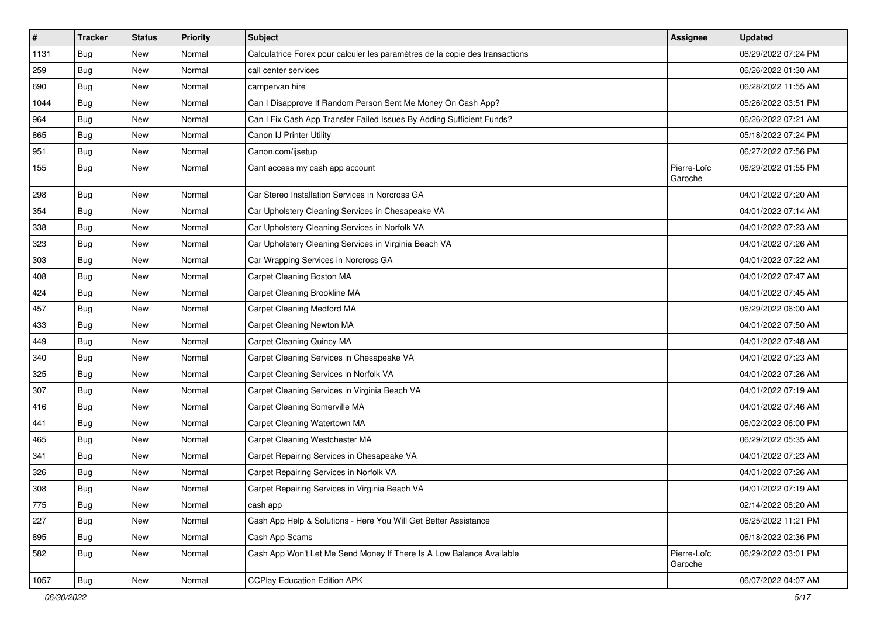| # | Tracker | Status | Priority | Subject | Assignee | Updated |
|---|---|---|---|---|---|---|
| 1131 | Bug | New | Normal | Calculatrice Forex pour calculer les paramètres de la copie des transactions | | 06/29/2022 07:24 PM |
| 259 | Bug | New | Normal | call center services | | 06/26/2022 01:30 AM |
| 690 | Bug | New | Normal | campervan hire | | 06/28/2022 11:55 AM |
| 1044 | Bug | New | Normal | Can I Disapprove If Random Person Sent Me Money On Cash App? | | 05/26/2022 03:51 PM |
| 964 | Bug | New | Normal | Can I Fix Cash App Transfer Failed Issues By Adding Sufficient Funds? | | 06/26/2022 07:21 AM |
| 865 | Bug | New | Normal | Canon IJ Printer Utility | | 05/18/2022 07:24 PM |
| 951 | Bug | New | Normal | Canon.com/ijsetup | | 06/27/2022 07:56 PM |
| 155 | Bug | New | Normal | Cant access my cash app account | Pierre-Loïc Garoche | 06/29/2022 01:55 PM |
| 298 | Bug | New | Normal | Car Stereo Installation Services in Norcross GA | | 04/01/2022 07:20 AM |
| 354 | Bug | New | Normal | Car Upholstery Cleaning Services in Chesapeake VA | | 04/01/2022 07:14 AM |
| 338 | Bug | New | Normal | Car Upholstery Cleaning Services in Norfolk VA | | 04/01/2022 07:23 AM |
| 323 | Bug | New | Normal | Car Upholstery Cleaning Services in Virginia Beach VA | | 04/01/2022 07:26 AM |
| 303 | Bug | New | Normal | Car Wrapping Services in Norcross GA | | 04/01/2022 07:22 AM |
| 408 | Bug | New | Normal | Carpet Cleaning Boston MA | | 04/01/2022 07:47 AM |
| 424 | Bug | New | Normal | Carpet Cleaning Brookline MA | | 04/01/2022 07:45 AM |
| 457 | Bug | New | Normal | Carpet Cleaning Medford MA | | 06/29/2022 06:00 AM |
| 433 | Bug | New | Normal | Carpet Cleaning Newton MA | | 04/01/2022 07:50 AM |
| 449 | Bug | New | Normal | Carpet Cleaning Quincy MA | | 04/01/2022 07:48 AM |
| 340 | Bug | New | Normal | Carpet Cleaning Services in Chesapeake VA | | 04/01/2022 07:23 AM |
| 325 | Bug | New | Normal | Carpet Cleaning Services in Norfolk VA | | 04/01/2022 07:26 AM |
| 307 | Bug | New | Normal | Carpet Cleaning Services in Virginia Beach VA | | 04/01/2022 07:19 AM |
| 416 | Bug | New | Normal | Carpet Cleaning Somerville MA | | 04/01/2022 07:46 AM |
| 441 | Bug | New | Normal | Carpet Cleaning Watertown MA | | 06/02/2022 06:00 PM |
| 465 | Bug | New | Normal | Carpet Cleaning Westchester MA | | 06/29/2022 05:35 AM |
| 341 | Bug | New | Normal | Carpet Repairing Services in Chesapeake VA | | 04/01/2022 07:23 AM |
| 326 | Bug | New | Normal | Carpet Repairing Services in Norfolk VA | | 04/01/2022 07:26 AM |
| 308 | Bug | New | Normal | Carpet Repairing Services in Virginia Beach VA | | 04/01/2022 07:19 AM |
| 775 | Bug | New | Normal | cash app | | 02/14/2022 08:20 AM |
| 227 | Bug | New | Normal | Cash App Help & Solutions - Here You Will Get Better Assistance | | 06/25/2022 11:21 PM |
| 895 | Bug | New | Normal | Cash App Scams | | 06/18/2022 02:36 PM |
| 582 | Bug | New | Normal | Cash App Won't Let Me Send Money If There Is A Low Balance Available | Pierre-Loïc Garoche | 06/29/2022 03:01 PM |
| 1057 | Bug | New | Normal | CCPlay Education Edition APK | | 06/07/2022 04:07 AM |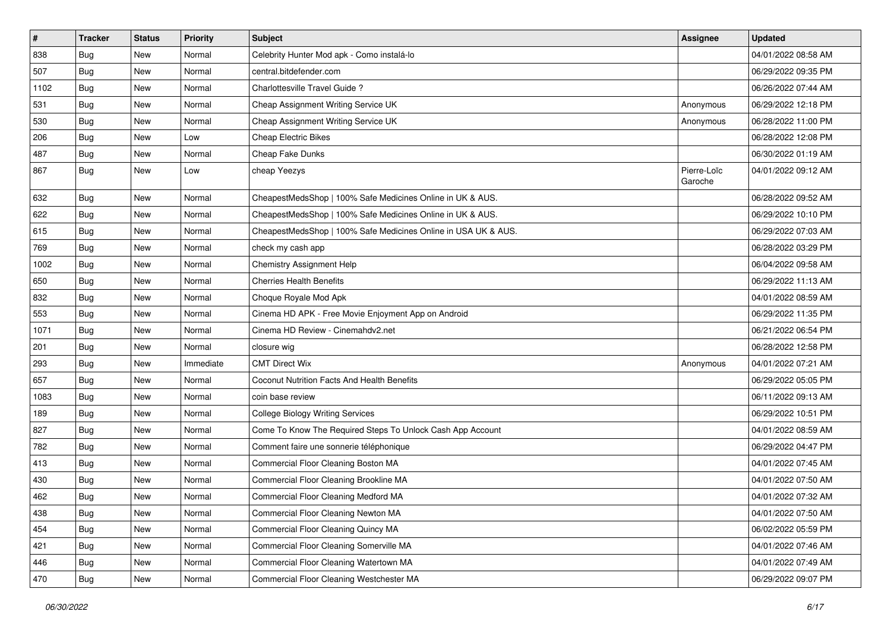| # | Tracker | Status | Priority | Subject | Assignee | Updated |
|---|---|---|---|---|---|---|
| 838 | Bug | New | Normal | Celebrity Hunter Mod apk - Como instalá-lo | | 04/01/2022 08:58 AM |
| 507 | Bug | New | Normal | central.bitdefender.com | | 06/29/2022 09:35 PM |
| 1102 | Bug | New | Normal | Charlottesville Travel Guide ? | | 06/26/2022 07:44 AM |
| 531 | Bug | New | Normal | Cheap Assignment Writing Service UK | Anonymous | 06/29/2022 12:18 PM |
| 530 | Bug | New | Normal | Cheap Assignment Writing Service UK | Anonymous | 06/28/2022 11:00 PM |
| 206 | Bug | New | Low | Cheap Electric Bikes | | 06/28/2022 12:08 PM |
| 487 | Bug | New | Normal | Cheap Fake Dunks | | 06/30/2022 01:19 AM |
| 867 | Bug | New | Low | cheap Yeezys | Pierre-Loïc Garoche | 04/01/2022 09:12 AM |
| 632 | Bug | New | Normal | CheapestMedsShop \| 100% Safe Medicines Online in UK & AUS. | | 06/28/2022 09:52 AM |
| 622 | Bug | New | Normal | CheapestMedsShop \| 100% Safe Medicines Online in UK & AUS. | | 06/29/2022 10:10 PM |
| 615 | Bug | New | Normal | CheapestMedsShop \| 100% Safe Medicines Online in USA UK & AUS. | | 06/29/2022 07:03 AM |
| 769 | Bug | New | Normal | check my cash app | | 06/28/2022 03:29 PM |
| 1002 | Bug | New | Normal | Chemistry Assignment Help | | 06/04/2022 09:58 AM |
| 650 | Bug | New | Normal | Cherries Health Benefits | | 06/29/2022 11:13 AM |
| 832 | Bug | New | Normal | Choque Royale Mod Apk | | 04/01/2022 08:59 AM |
| 553 | Bug | New | Normal | Cinema HD APK - Free Movie Enjoyment App on Android | | 06/29/2022 11:35 PM |
| 1071 | Bug | New | Normal | Cinema HD Review - Cinemahdv2.net | | 06/21/2022 06:54 PM |
| 201 | Bug | New | Normal | closure wig | | 06/28/2022 12:58 PM |
| 293 | Bug | New | Immediate | CMT Direct Wix | Anonymous | 04/01/2022 07:21 AM |
| 657 | Bug | New | Normal | Coconut Nutrition Facts And Health Benefits | | 06/29/2022 05:05 PM |
| 1083 | Bug | New | Normal | coin base review | | 06/11/2022 09:13 AM |
| 189 | Bug | New | Normal | College Biology Writing Services | | 06/29/2022 10:51 PM |
| 827 | Bug | New | Normal | Come To Know The Required Steps To Unlock Cash App Account | | 04/01/2022 08:59 AM |
| 782 | Bug | New | Normal | Comment faire une sonnerie téléphonique | | 06/29/2022 04:47 PM |
| 413 | Bug | New | Normal | Commercial Floor Cleaning Boston MA | | 04/01/2022 07:45 AM |
| 430 | Bug | New | Normal | Commercial Floor Cleaning Brookline MA | | 04/01/2022 07:50 AM |
| 462 | Bug | New | Normal | Commercial Floor Cleaning Medford MA | | 04/01/2022 07:32 AM |
| 438 | Bug | New | Normal | Commercial Floor Cleaning Newton MA | | 04/01/2022 07:50 AM |
| 454 | Bug | New | Normal | Commercial Floor Cleaning Quincy MA | | 06/02/2022 05:59 PM |
| 421 | Bug | New | Normal | Commercial Floor Cleaning Somerville MA | | 04/01/2022 07:46 AM |
| 446 | Bug | New | Normal | Commercial Floor Cleaning Watertown MA | | 04/01/2022 07:49 AM |
| 470 | Bug | New | Normal | Commercial Floor Cleaning Westchester MA | | 06/29/2022 09:07 PM |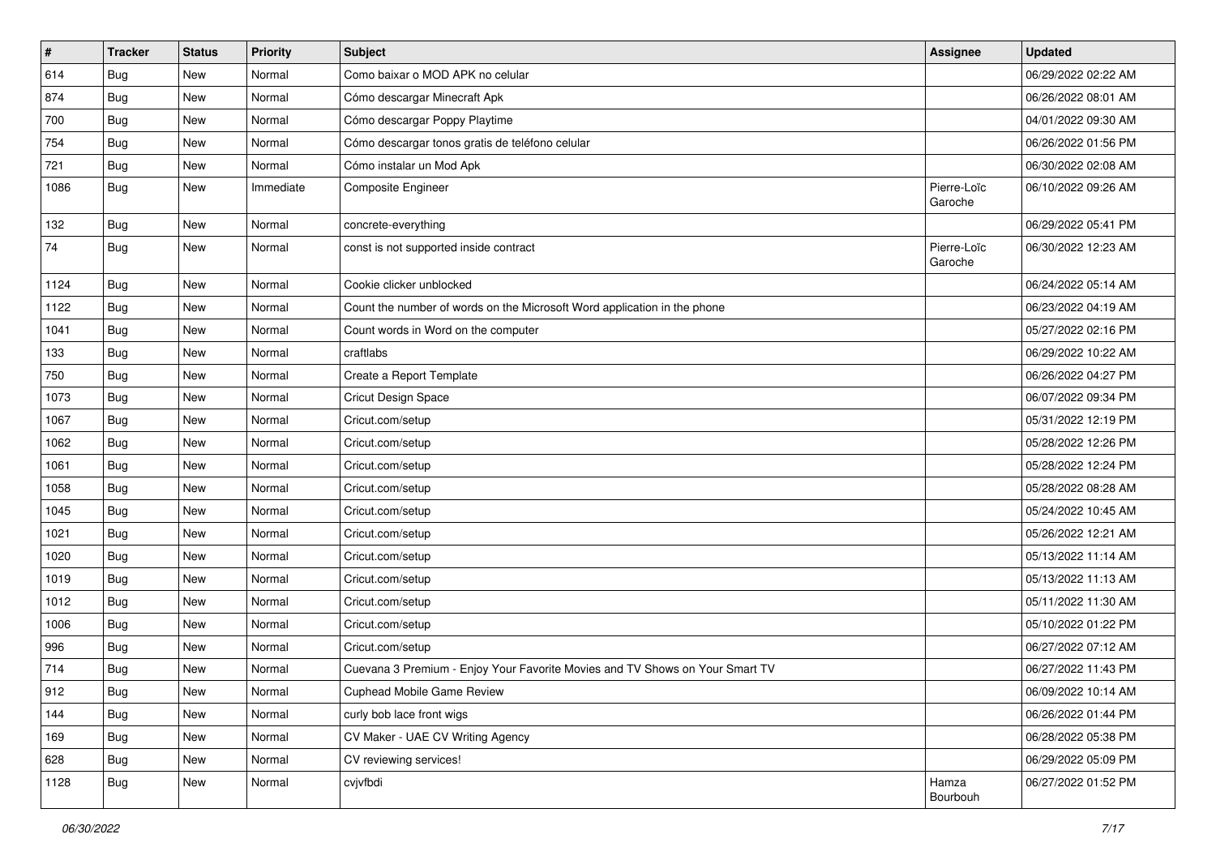| # | Tracker | Status | Priority | Subject | Assignee | Updated |
|---|---|---|---|---|---|---|
| 614 | Bug | New | Normal | Como baixar o MOD APK no celular | | 06/29/2022 02:22 AM |
| 874 | Bug | New | Normal | Cómo descargar Minecraft Apk | | 06/26/2022 08:01 AM |
| 700 | Bug | New | Normal | Cómo descargar Poppy Playtime | | 04/01/2022 09:30 AM |
| 754 | Bug | New | Normal | Cómo descargar tonos gratis de teléfono celular | | 06/26/2022 01:56 PM |
| 721 | Bug | New | Normal | Cómo instalar un Mod Apk | | 06/30/2022 02:08 AM |
| 1086 | Bug | New | Immediate | Composite Engineer | Pierre-Loïc Garoche | 06/10/2022 09:26 AM |
| 132 | Bug | New | Normal | concrete-everything | | 06/29/2022 05:41 PM |
| 74 | Bug | New | Normal | const is not supported inside contract | Pierre-Loïc Garoche | 06/30/2022 12:23 AM |
| 1124 | Bug | New | Normal | Cookie clicker unblocked | | 06/24/2022 05:14 AM |
| 1122 | Bug | New | Normal | Count the number of words on the Microsoft Word application in the phone | | 06/23/2022 04:19 AM |
| 1041 | Bug | New | Normal | Count words in Word on the computer | | 05/27/2022 02:16 PM |
| 133 | Bug | New | Normal | craftlabs | | 06/29/2022 10:22 AM |
| 750 | Bug | New | Normal | Create a Report Template | | 06/26/2022 04:27 PM |
| 1073 | Bug | New | Normal | Cricut Design Space | | 06/07/2022 09:34 PM |
| 1067 | Bug | New | Normal | Cricut.com/setup | | 05/31/2022 12:19 PM |
| 1062 | Bug | New | Normal | Cricut.com/setup | | 05/28/2022 12:26 PM |
| 1061 | Bug | New | Normal | Cricut.com/setup | | 05/28/2022 12:24 PM |
| 1058 | Bug | New | Normal | Cricut.com/setup | | 05/28/2022 08:28 AM |
| 1045 | Bug | New | Normal | Cricut.com/setup | | 05/24/2022 10:45 AM |
| 1021 | Bug | New | Normal | Cricut.com/setup | | 05/26/2022 12:21 AM |
| 1020 | Bug | New | Normal | Cricut.com/setup | | 05/13/2022 11:14 AM |
| 1019 | Bug | New | Normal | Cricut.com/setup | | 05/13/2022 11:13 AM |
| 1012 | Bug | New | Normal | Cricut.com/setup | | 05/11/2022 11:30 AM |
| 1006 | Bug | New | Normal | Cricut.com/setup | | 05/10/2022 01:22 PM |
| 996 | Bug | New | Normal | Cricut.com/setup | | 06/27/2022 07:12 AM |
| 714 | Bug | New | Normal | Cuevana 3 Premium - Enjoy Your Favorite Movies and TV Shows on Your Smart TV | | 06/27/2022 11:43 PM |
| 912 | Bug | New | Normal | Cuphead Mobile Game Review | | 06/09/2022 10:14 AM |
| 144 | Bug | New | Normal | curly bob lace front wigs | | 06/26/2022 01:44 PM |
| 169 | Bug | New | Normal | CV Maker - UAE CV Writing Agency | | 06/28/2022 05:38 PM |
| 628 | Bug | New | Normal | CV reviewing services! | | 06/29/2022 05:09 PM |
| 1128 | Bug | New | Normal | cvjvfbdi | Hamza Bourbouh | 06/27/2022 01:52 PM |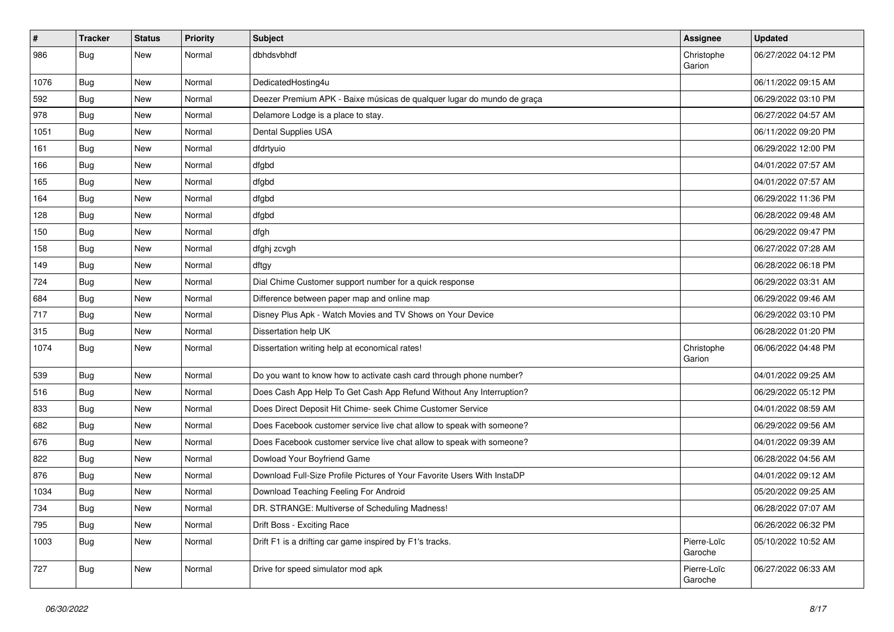| # | Tracker | Status | Priority | Subject | Assignee | Updated |
| --- | --- | --- | --- | --- | --- | --- |
| 986 | Bug | New | Normal | dbhdsvbhdf | Christophe Garion | 06/27/2022 04:12 PM |
| 1076 | Bug | New | Normal | DedicatedHosting4u | | 06/11/2022 09:15 AM |
| 592 | Bug | New | Normal | Deezer Premium APK - Baixe músicas de qualquer lugar do mundo de graça | | 06/29/2022 03:10 PM |
| 978 | Bug | New | Normal | Delamore Lodge is a place to stay. | | 06/27/2022 04:57 AM |
| 1051 | Bug | New | Normal | Dental Supplies USA | | 06/11/2022 09:20 PM |
| 161 | Bug | New | Normal | dfdrtyuio | | 06/29/2022 12:00 PM |
| 166 | Bug | New | Normal | dfgbd | | 04/01/2022 07:57 AM |
| 165 | Bug | New | Normal | dfgbd | | 04/01/2022 07:57 AM |
| 164 | Bug | New | Normal | dfgbd | | 06/29/2022 11:36 PM |
| 128 | Bug | New | Normal | dfgbd | | 06/28/2022 09:48 AM |
| 150 | Bug | New | Normal | dfgh | | 06/29/2022 09:47 PM |
| 158 | Bug | New | Normal | dfghj zcvgh | | 06/27/2022 07:28 AM |
| 149 | Bug | New | Normal | dftgy | | 06/28/2022 06:18 PM |
| 724 | Bug | New | Normal | Dial Chime Customer support number for a quick response | | 06/29/2022 03:31 AM |
| 684 | Bug | New | Normal | Difference between paper map and online map | | 06/29/2022 09:46 AM |
| 717 | Bug | New | Normal | Disney Plus Apk - Watch Movies and TV Shows on Your Device | | 06/29/2022 03:10 PM |
| 315 | Bug | New | Normal | Dissertation help UK | | 06/28/2022 01:20 PM |
| 1074 | Bug | New | Normal | Dissertation writing help at economical rates! | Christophe Garion | 06/06/2022 04:48 PM |
| 539 | Bug | New | Normal | Do you want to know how to activate cash card through phone number? | | 04/01/2022 09:25 AM |
| 516 | Bug | New | Normal | Does Cash App Help To Get Cash App Refund Without Any Interruption? | | 06/29/2022 05:12 PM |
| 833 | Bug | New | Normal | Does Direct Deposit Hit Chime- seek Chime Customer Service | | 04/01/2022 08:59 AM |
| 682 | Bug | New | Normal | Does Facebook customer service live chat allow to speak with someone? | | 06/29/2022 09:56 AM |
| 676 | Bug | New | Normal | Does Facebook customer service live chat allow to speak with someone? | | 04/01/2022 09:39 AM |
| 822 | Bug | New | Normal | Dowload Your Boyfriend Game | | 06/28/2022 04:56 AM |
| 876 | Bug | New | Normal | Download Full-Size Profile Pictures of Your Favorite Users With InstaDP | | 04/01/2022 09:12 AM |
| 1034 | Bug | New | Normal | Download Teaching Feeling For Android | | 05/20/2022 09:25 AM |
| 734 | Bug | New | Normal | DR. STRANGE: Multiverse of Scheduling Madness! | | 06/28/2022 07:07 AM |
| 795 | Bug | New | Normal | Drift Boss - Exciting Race | | 06/26/2022 06:32 PM |
| 1003 | Bug | New | Normal | Drift F1 is a drifting car game inspired by F1's tracks. | Pierre-Loïc Garoche | 05/10/2022 10:52 AM |
| 727 | Bug | New | Normal | Drive for speed simulator mod apk | Pierre-Loïc Garoche | 06/27/2022 06:33 AM |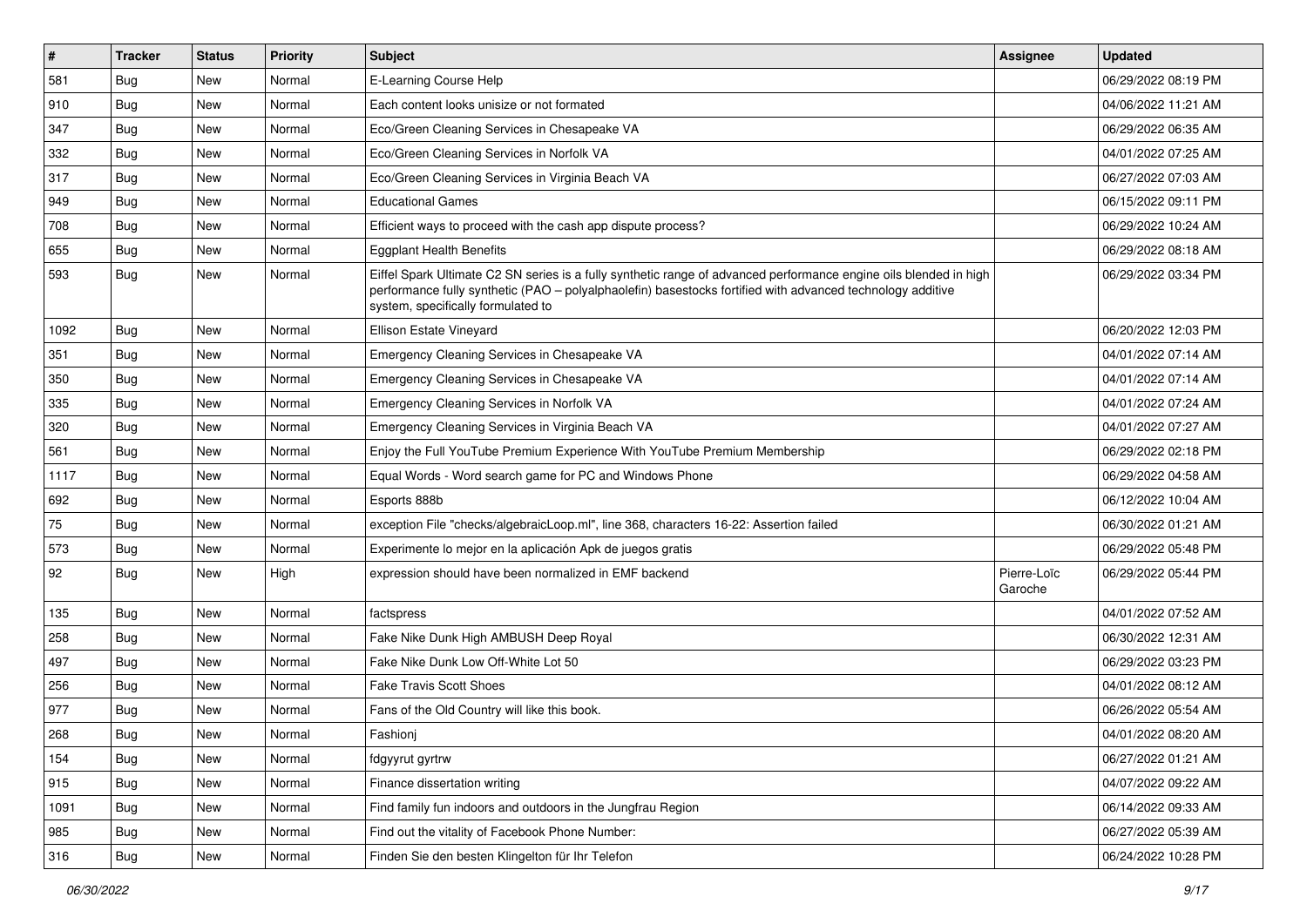| # | Tracker | Status | Priority | Subject | Assignee | Updated |
|---|---|---|---|---|---|---|
| 581 | Bug | New | Normal | E-Learning Course Help | | 06/29/2022 08:19 PM |
| 910 | Bug | New | Normal | Each content looks unisize or not formated | | 04/06/2022 11:21 AM |
| 347 | Bug | New | Normal | Eco/Green Cleaning Services in Chesapeake VA | | 06/29/2022 06:35 AM |
| 332 | Bug | New | Normal | Eco/Green Cleaning Services in Norfolk VA | | 04/01/2022 07:25 AM |
| 317 | Bug | New | Normal | Eco/Green Cleaning Services in Virginia Beach VA | | 06/27/2022 07:03 AM |
| 949 | Bug | New | Normal | Educational Games | | 06/15/2022 09:11 PM |
| 708 | Bug | New | Normal | Efficient ways to proceed with the cash app dispute process? | | 06/29/2022 10:24 AM |
| 655 | Bug | New | Normal | Eggplant Health Benefits | | 06/29/2022 08:18 AM |
| 593 | Bug | New | Normal | Eiffel Spark Ultimate C2 SN series is a fully synthetic range of advanced performance engine oils blended in high performance fully synthetic (PAO – polyalphaolefin) basestocks fortified with advanced technology additive system, specifically formulated to | | 06/29/2022 03:34 PM |
| 1092 | Bug | New | Normal | Ellison Estate Vineyard | | 06/20/2022 12:03 PM |
| 351 | Bug | New | Normal | Emergency Cleaning Services in Chesapeake VA | | 04/01/2022 07:14 AM |
| 350 | Bug | New | Normal | Emergency Cleaning Services in Chesapeake VA | | 04/01/2022 07:14 AM |
| 335 | Bug | New | Normal | Emergency Cleaning Services in Norfolk VA | | 04/01/2022 07:24 AM |
| 320 | Bug | New | Normal | Emergency Cleaning Services in Virginia Beach VA | | 04/01/2022 07:27 AM |
| 561 | Bug | New | Normal | Enjoy the Full YouTube Premium Experience With YouTube Premium Membership | | 06/29/2022 02:18 PM |
| 1117 | Bug | New | Normal | Equal Words - Word search game for PC and Windows Phone | | 06/29/2022 04:58 AM |
| 692 | Bug | New | Normal | Esports 888b | | 06/12/2022 10:04 AM |
| 75 | Bug | New | Normal | exception File "checks/algebraicLoop.ml", line 368, characters 16-22: Assertion failed | | 06/30/2022 01:21 AM |
| 573 | Bug | New | Normal | Experimente lo mejor en la aplicación Apk de juegos gratis | | 06/29/2022 05:48 PM |
| 92 | Bug | New | High | expression should have been normalized in EMF backend | Pierre-Loïc Garoche | 06/29/2022 05:44 PM |
| 135 | Bug | New | Normal | factspress | | 04/01/2022 07:52 AM |
| 258 | Bug | New | Normal | Fake Nike Dunk High AMBUSH Deep Royal | | 06/30/2022 12:31 AM |
| 497 | Bug | New | Normal | Fake Nike Dunk Low Off-White Lot 50 | | 06/29/2022 03:23 PM |
| 256 | Bug | New | Normal | Fake Travis Scott Shoes | | 04/01/2022 08:12 AM |
| 977 | Bug | New | Normal | Fans of the Old Country will like this book. | | 06/26/2022 05:54 AM |
| 268 | Bug | New | Normal | Fashionj | | 04/01/2022 08:20 AM |
| 154 | Bug | New | Normal | fdgyyrut gyrtrw | | 06/27/2022 01:21 AM |
| 915 | Bug | New | Normal | Finance dissertation writing | | 04/07/2022 09:22 AM |
| 1091 | Bug | New | Normal | Find family fun indoors and outdoors in the Jungfrau Region | | 06/14/2022 09:33 AM |
| 985 | Bug | New | Normal | Find out the vitality of Facebook Phone Number: | | 06/27/2022 05:39 AM |
| 316 | Bug | New | Normal | Finden Sie den besten Klingelton für Ihr Telefon | | 06/24/2022 10:28 PM |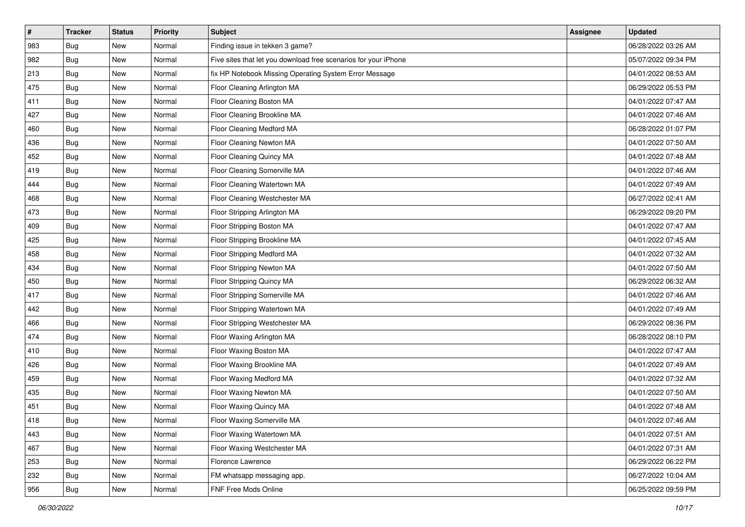| # | Tracker | Status | Priority | Subject | Assignee | Updated |
| --- | --- | --- | --- | --- | --- | --- |
| 983 | Bug | New | Normal | Finding issue in tekken 3 game? | | 06/28/2022 03:26 AM |
| 982 | Bug | New | Normal | Five sites that let you download free scenarios for your iPhone | | 05/07/2022 09:34 PM |
| 213 | Bug | New | Normal | fix HP Notebook Missing Operating System Error Message | | 04/01/2022 08:53 AM |
| 475 | Bug | New | Normal | Floor Cleaning Arlington MA | | 06/29/2022 05:53 PM |
| 411 | Bug | New | Normal | Floor Cleaning Boston MA | | 04/01/2022 07:47 AM |
| 427 | Bug | New | Normal | Floor Cleaning Brookline MA | | 04/01/2022 07:46 AM |
| 460 | Bug | New | Normal | Floor Cleaning Medford MA | | 06/28/2022 01:07 PM |
| 436 | Bug | New | Normal | Floor Cleaning Newton MA | | 04/01/2022 07:50 AM |
| 452 | Bug | New | Normal | Floor Cleaning Quincy MA | | 04/01/2022 07:48 AM |
| 419 | Bug | New | Normal | Floor Cleaning Somerville MA | | 04/01/2022 07:46 AM |
| 444 | Bug | New | Normal | Floor Cleaning Watertown MA | | 04/01/2022 07:49 AM |
| 468 | Bug | New | Normal | Floor Cleaning Westchester MA | | 06/27/2022 02:41 AM |
| 473 | Bug | New | Normal | Floor Stripping Arlington MA | | 06/29/2022 09:20 PM |
| 409 | Bug | New | Normal | Floor Stripping Boston MA | | 04/01/2022 07:47 AM |
| 425 | Bug | New | Normal | Floor Stripping Brookline MA | | 04/01/2022 07:45 AM |
| 458 | Bug | New | Normal | Floor Stripping Medford MA | | 04/01/2022 07:32 AM |
| 434 | Bug | New | Normal | Floor Stripping Newton MA | | 04/01/2022 07:50 AM |
| 450 | Bug | New | Normal | Floor Stripping Quincy MA | | 06/29/2022 06:32 AM |
| 417 | Bug | New | Normal | Floor Stripping Somerville MA | | 04/01/2022 07:46 AM |
| 442 | Bug | New | Normal | Floor Stripping Watertown MA | | 04/01/2022 07:49 AM |
| 466 | Bug | New | Normal | Floor Stripping Westchester MA | | 06/29/2022 08:36 PM |
| 474 | Bug | New | Normal | Floor Waxing Arlington MA | | 06/28/2022 08:10 PM |
| 410 | Bug | New | Normal | Floor Waxing Boston MA | | 04/01/2022 07:47 AM |
| 426 | Bug | New | Normal | Floor Waxing Brookline MA | | 04/01/2022 07:49 AM |
| 459 | Bug | New | Normal | Floor Waxing Medford MA | | 04/01/2022 07:32 AM |
| 435 | Bug | New | Normal | Floor Waxing Newton MA | | 04/01/2022 07:50 AM |
| 451 | Bug | New | Normal | Floor Waxing Quincy MA | | 04/01/2022 07:48 AM |
| 418 | Bug | New | Normal | Floor Waxing Somerville MA | | 04/01/2022 07:46 AM |
| 443 | Bug | New | Normal | Floor Waxing Watertown MA | | 04/01/2022 07:51 AM |
| 467 | Bug | New | Normal | Floor Waxing Westchester MA | | 04/01/2022 07:31 AM |
| 253 | Bug | New | Normal | Florence Lawrence | | 06/29/2022 06:22 PM |
| 232 | Bug | New | Normal | FM whatsapp messaging app. | | 06/27/2022 10:04 AM |
| 956 | Bug | New | Normal | FNF Free Mods Online | | 06/25/2022 09:59 PM |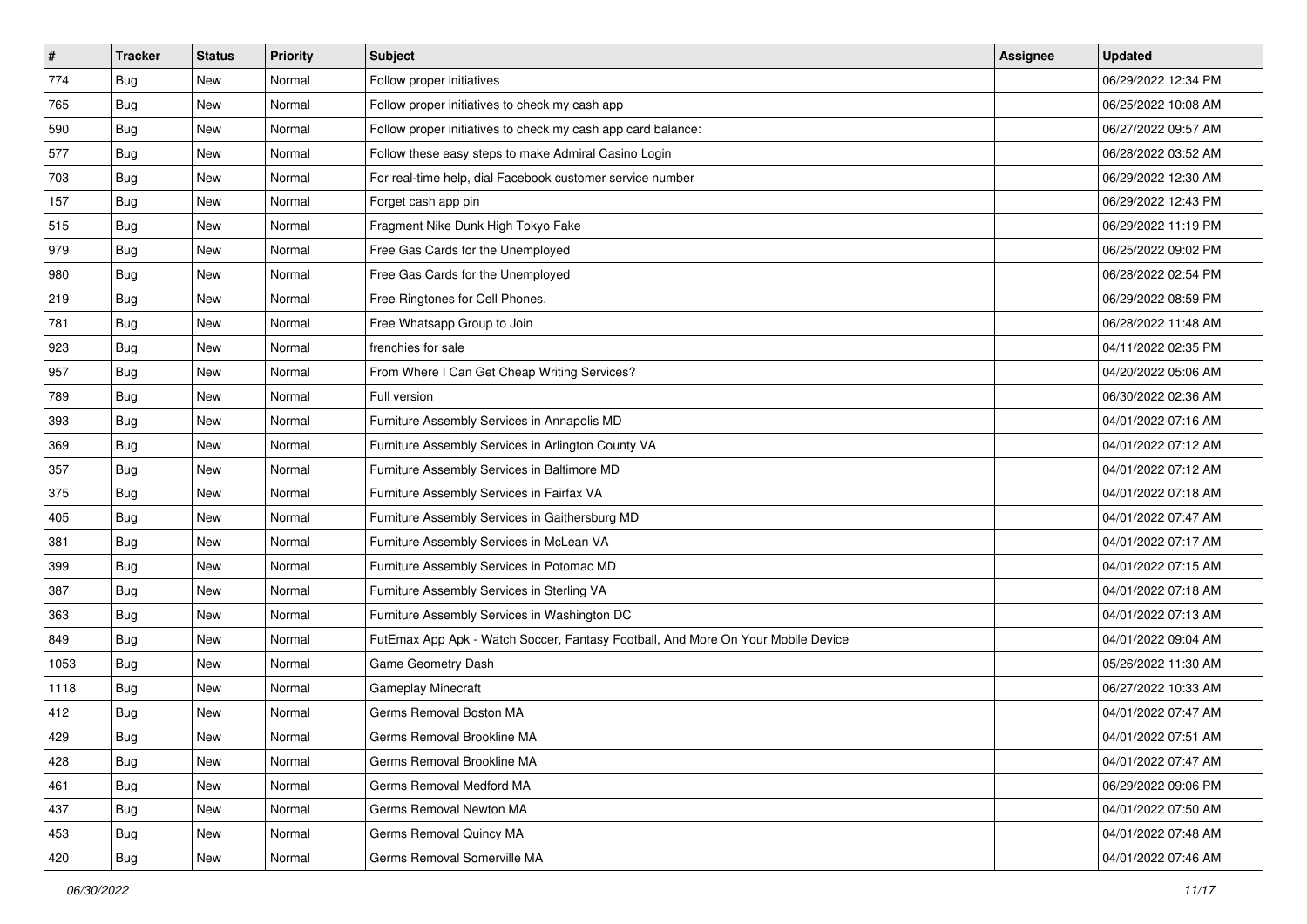| # | Tracker | Status | Priority | Subject | Assignee | Updated |
|---|---|---|---|---|---|---|
| 774 | Bug | New | Normal | Follow proper initiatives | | 06/29/2022 12:34 PM |
| 765 | Bug | New | Normal | Follow proper initiatives to check my cash app | | 06/25/2022 10:08 AM |
| 590 | Bug | New | Normal | Follow proper initiatives to check my cash app card balance: | | 06/27/2022 09:57 AM |
| 577 | Bug | New | Normal | Follow these easy steps to make Admiral Casino Login | | 06/28/2022 03:52 AM |
| 703 | Bug | New | Normal | For real-time help, dial Facebook customer service number | | 06/29/2022 12:30 AM |
| 157 | Bug | New | Normal | Forget cash app pin | | 06/29/2022 12:43 PM |
| 515 | Bug | New | Normal | Fragment Nike Dunk High Tokyo Fake | | 06/29/2022 11:19 PM |
| 979 | Bug | New | Normal | Free Gas Cards for the Unemployed | | 06/25/2022 09:02 PM |
| 980 | Bug | New | Normal | Free Gas Cards for the Unemployed | | 06/28/2022 02:54 PM |
| 219 | Bug | New | Normal | Free Ringtones for Cell Phones. | | 06/29/2022 08:59 PM |
| 781 | Bug | New | Normal | Free Whatsapp Group to Join | | 06/28/2022 11:48 AM |
| 923 | Bug | New | Normal | frenchies for sale | | 04/11/2022 02:35 PM |
| 957 | Bug | New | Normal | From Where I Can Get Cheap Writing Services? | | 04/20/2022 05:06 AM |
| 789 | Bug | New | Normal | Full version | | 06/30/2022 02:36 AM |
| 393 | Bug | New | Normal | Furniture Assembly Services in Annapolis MD | | 04/01/2022 07:16 AM |
| 369 | Bug | New | Normal | Furniture Assembly Services in Arlington County VA | | 04/01/2022 07:12 AM |
| 357 | Bug | New | Normal | Furniture Assembly Services in Baltimore MD | | 04/01/2022 07:12 AM |
| 375 | Bug | New | Normal | Furniture Assembly Services in Fairfax VA | | 04/01/2022 07:18 AM |
| 405 | Bug | New | Normal | Furniture Assembly Services in Gaithersburg MD | | 04/01/2022 07:47 AM |
| 381 | Bug | New | Normal | Furniture Assembly Services in McLean VA | | 04/01/2022 07:17 AM |
| 399 | Bug | New | Normal | Furniture Assembly Services in Potomac MD | | 04/01/2022 07:15 AM |
| 387 | Bug | New | Normal | Furniture Assembly Services in Sterling VA | | 04/01/2022 07:18 AM |
| 363 | Bug | New | Normal | Furniture Assembly Services in Washington DC | | 04/01/2022 07:13 AM |
| 849 | Bug | New | Normal | FutEmax App Apk - Watch Soccer, Fantasy Football, And More On Your Mobile Device | | 04/01/2022 09:04 AM |
| 1053 | Bug | New | Normal | Game Geometry Dash | | 05/26/2022 11:30 AM |
| 1118 | Bug | New | Normal | Gameplay Minecraft | | 06/27/2022 10:33 AM |
| 412 | Bug | New | Normal | Germs Removal Boston MA | | 04/01/2022 07:47 AM |
| 429 | Bug | New | Normal | Germs Removal Brookline MA | | 04/01/2022 07:51 AM |
| 428 | Bug | New | Normal | Germs Removal Brookline MA | | 04/01/2022 07:47 AM |
| 461 | Bug | New | Normal | Germs Removal Medford MA | | 06/29/2022 09:06 PM |
| 437 | Bug | New | Normal | Germs Removal Newton MA | | 04/01/2022 07:50 AM |
| 453 | Bug | New | Normal | Germs Removal Quincy MA | | 04/01/2022 07:48 AM |
| 420 | Bug | New | Normal | Germs Removal Somerville MA | | 04/01/2022 07:46 AM |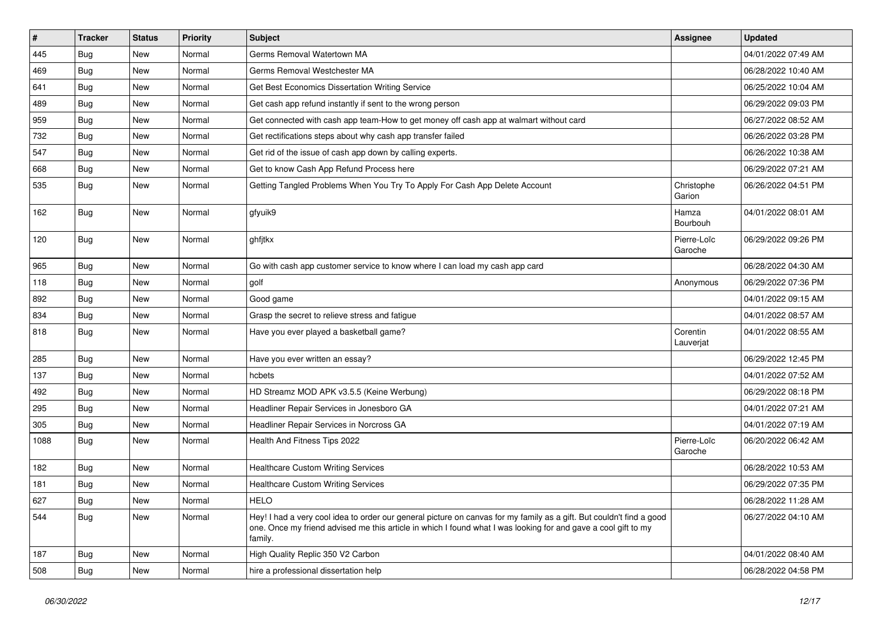| # | Tracker | Status | Priority | Subject | Assignee | Updated |
|---|---|---|---|---|---|---|
| 445 | Bug | New | Normal | Germs Removal Watertown MA | | 04/01/2022 07:49 AM |
| 469 | Bug | New | Normal | Germs Removal Westchester MA | | 06/28/2022 10:40 AM |
| 641 | Bug | New | Normal | Get Best Economics Dissertation Writing Service | | 06/25/2022 10:04 AM |
| 489 | Bug | New | Normal | Get cash app refund instantly if sent to the wrong person | | 06/29/2022 09:03 PM |
| 959 | Bug | New | Normal | Get connected with cash app team-How to get money off cash app at walmart without card | | 06/27/2022 08:52 AM |
| 732 | Bug | New | Normal | Get rectifications steps about why cash app transfer failed | | 06/26/2022 03:28 PM |
| 547 | Bug | New | Normal | Get rid of the issue of cash app down by calling experts. | | 06/26/2022 10:38 AM |
| 668 | Bug | New | Normal | Get to know Cash App Refund Process here | | 06/29/2022 07:21 AM |
| 535 | Bug | New | Normal | Getting Tangled Problems When You Try To Apply For Cash App Delete Account | Christophe Garion | 06/26/2022 04:51 PM |
| 162 | Bug | New | Normal | gfyuik9 | Hamza Bourbouh | 04/01/2022 08:01 AM |
| 120 | Bug | New | Normal | ghfjtkx | Pierre-Loïc Garoche | 06/29/2022 09:26 PM |
| 965 | Bug | New | Normal | Go with cash app customer service to know where I can load my cash app card | | 06/28/2022 04:30 AM |
| 118 | Bug | New | Normal | golf | Anonymous | 06/29/2022 07:36 PM |
| 892 | Bug | New | Normal | Good game | | 04/01/2022 09:15 AM |
| 834 | Bug | New | Normal | Grasp the secret to relieve stress and fatigue | | 04/01/2022 08:57 AM |
| 818 | Bug | New | Normal | Have you ever played a basketball game? | Corentin Lauverjat | 04/01/2022 08:55 AM |
| 285 | Bug | New | Normal | Have you ever written an essay? | | 06/29/2022 12:45 PM |
| 137 | Bug | New | Normal | hcbets | | 04/01/2022 07:52 AM |
| 492 | Bug | New | Normal | HD Streamz MOD APK v3.5.5 (Keine Werbung) | | 06/29/2022 08:18 PM |
| 295 | Bug | New | Normal | Headliner Repair Services in Jonesboro GA | | 04/01/2022 07:21 AM |
| 305 | Bug | New | Normal | Headliner Repair Services in Norcross GA | | 04/01/2022 07:19 AM |
| 1088 | Bug | New | Normal | Health And Fitness Tips 2022 | Pierre-Loïc Garoche | 06/20/2022 06:42 AM |
| 182 | Bug | New | Normal | Healthcare Custom Writing Services | | 06/28/2022 10:53 AM |
| 181 | Bug | New | Normal | Healthcare Custom Writing Services | | 06/29/2022 07:35 PM |
| 627 | Bug | New | Normal | HELO | | 06/28/2022 11:28 AM |
| 544 | Bug | New | Normal | Hey! I had a very cool idea to order our general picture on canvas for my family as a gift. But couldn't find a good one. Once my friend advised me this article in which I found what I was looking for and gave a cool gift to my family. | | 06/27/2022 04:10 AM |
| 187 | Bug | New | Normal | High Quality Replic 350 V2 Carbon | | 04/01/2022 08:40 AM |
| 508 | Bug | New | Normal | hire a professional dissertation help | | 06/28/2022 04:58 PM |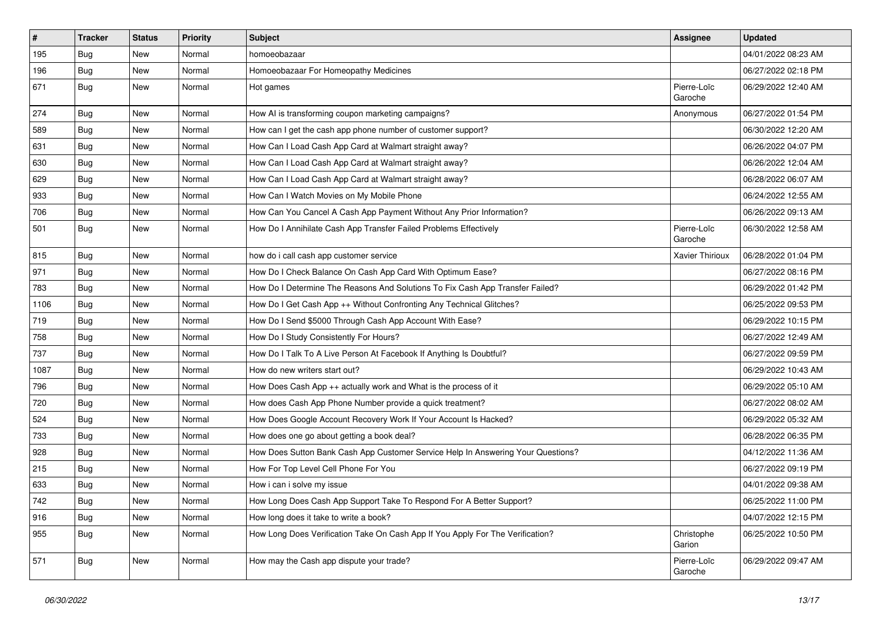| # | Tracker | Status | Priority | Subject | Assignee | Updated |
| --- | --- | --- | --- | --- | --- | --- |
| 195 | Bug | New | Normal | homoeobazaar | | 04/01/2022 08:23 AM |
| 196 | Bug | New | Normal | Homoeobazaar For Homeopathy Medicines | | 06/27/2022 02:18 PM |
| 671 | Bug | New | Normal | Hot games | Pierre-Loïc Garoche | 06/29/2022 12:40 AM |
| 274 | Bug | New | Normal | How AI is transforming coupon marketing campaigns? | Anonymous | 06/27/2022 01:54 PM |
| 589 | Bug | New | Normal | How can I get the cash app phone number of customer support? | | 06/30/2022 12:20 AM |
| 631 | Bug | New | Normal | How Can I Load Cash App Card at Walmart straight away? | | 06/26/2022 04:07 PM |
| 630 | Bug | New | Normal | How Can I Load Cash App Card at Walmart straight away? | | 06/26/2022 12:04 AM |
| 629 | Bug | New | Normal | How Can I Load Cash App Card at Walmart straight away? | | 06/28/2022 06:07 AM |
| 933 | Bug | New | Normal | How Can I Watch Movies on My Mobile Phone | | 06/24/2022 12:55 AM |
| 706 | Bug | New | Normal | How Can You Cancel A Cash App Payment Without Any Prior Information? | | 06/26/2022 09:13 AM |
| 501 | Bug | New | Normal | How Do I Annihilate Cash App Transfer Failed Problems Effectively | Pierre-Loïc Garoche | 06/30/2022 12:58 AM |
| 815 | Bug | New | Normal | how do i call cash app customer service | Xavier Thirioux | 06/28/2022 01:04 PM |
| 971 | Bug | New | Normal | How Do I Check Balance On Cash App Card With Optimum Ease? | | 06/27/2022 08:16 PM |
| 783 | Bug | New | Normal | How Do I Determine The Reasons And Solutions To Fix Cash App Transfer Failed? | | 06/29/2022 01:42 PM |
| 1106 | Bug | New | Normal | How Do I Get Cash App ++ Without Confronting Any Technical Glitches? | | 06/25/2022 09:53 PM |
| 719 | Bug | New | Normal | How Do I Send $5000 Through Cash App Account With Ease? | | 06/29/2022 10:15 PM |
| 758 | Bug | New | Normal | How Do I Study Consistently For Hours? | | 06/27/2022 12:49 AM |
| 737 | Bug | New | Normal | How Do I Talk To A Live Person At Facebook If Anything Is Doubtful? | | 06/27/2022 09:59 PM |
| 1087 | Bug | New | Normal | How do new writers start out? | | 06/29/2022 10:43 AM |
| 796 | Bug | New | Normal | How Does Cash App ++ actually work and What is the process of it | | 06/29/2022 05:10 AM |
| 720 | Bug | New | Normal | How does Cash App Phone Number provide a quick treatment? | | 06/27/2022 08:02 AM |
| 524 | Bug | New | Normal | How Does Google Account Recovery Work If Your Account Is Hacked? | | 06/29/2022 05:32 AM |
| 733 | Bug | New | Normal | How does one go about getting a book deal? | | 06/28/2022 06:35 PM |
| 928 | Bug | New | Normal | How Does Sutton Bank Cash App Customer Service Help In Answering Your Questions? | | 04/12/2022 11:36 AM |
| 215 | Bug | New | Normal | How For Top Level Cell Phone For You | | 06/27/2022 09:19 PM |
| 633 | Bug | New | Normal | How i can i solve my issue | | 04/01/2022 09:38 AM |
| 742 | Bug | New | Normal | How Long Does Cash App Support Take To Respond For A Better Support? | | 06/25/2022 11:00 PM |
| 916 | Bug | New | Normal | How long does it take to write a book? | | 04/07/2022 12:15 PM |
| 955 | Bug | New | Normal | How Long Does Verification Take On Cash App If You Apply For The Verification? | Christophe Garion | 06/25/2022 10:50 PM |
| 571 | Bug | New | Normal | How may the Cash app dispute your trade? | Pierre-Loïc Garoche | 06/29/2022 09:47 AM |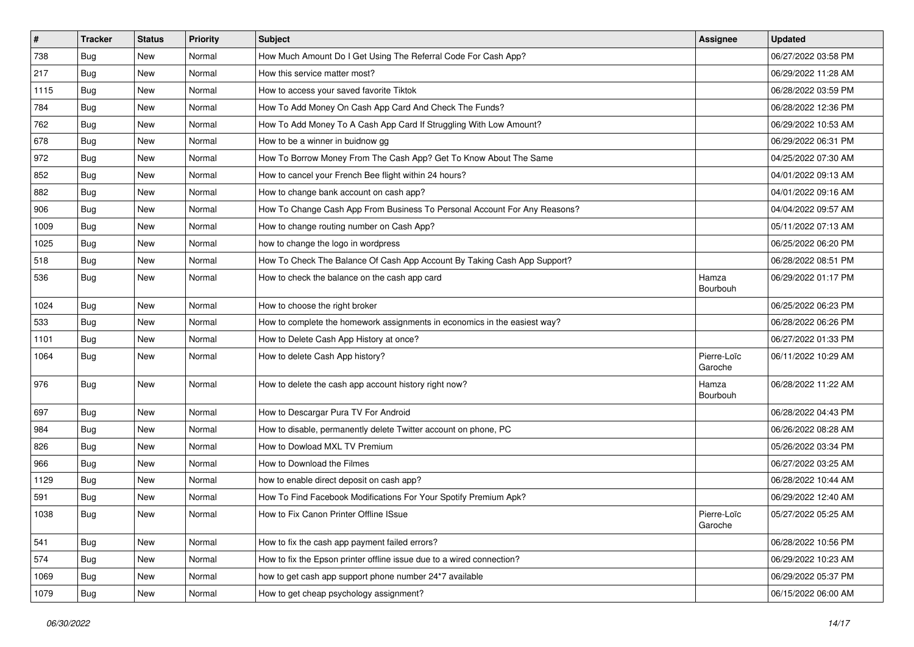| # | Tracker | Status | Priority | Subject | Assignee | Updated |
| --- | --- | --- | --- | --- | --- | --- |
| 738 | Bug | New | Normal | How Much Amount Do I Get Using The Referral Code For Cash App? | | 06/27/2022 03:58 PM |
| 217 | Bug | New | Normal | How this service matter most? | | 06/29/2022 11:28 AM |
| 1115 | Bug | New | Normal | How to access your saved favorite Tiktok | | 06/28/2022 03:59 PM |
| 784 | Bug | New | Normal | How To Add Money On Cash App Card And Check The Funds? | | 06/28/2022 12:36 PM |
| 762 | Bug | New | Normal | How To Add Money To A Cash App Card If Struggling With Low Amount? | | 06/29/2022 10:53 AM |
| 678 | Bug | New | Normal | How to be a winner in buidnow gg | | 06/29/2022 06:31 PM |
| 972 | Bug | New | Normal | How To Borrow Money From The Cash App? Get To Know About The Same | | 04/25/2022 07:30 AM |
| 852 | Bug | New | Normal | How to cancel your French Bee flight within 24 hours? | | 04/01/2022 09:13 AM |
| 882 | Bug | New | Normal | How to change bank account on cash app? | | 04/01/2022 09:16 AM |
| 906 | Bug | New | Normal | How To Change Cash App From Business To Personal Account For Any Reasons? | | 04/04/2022 09:57 AM |
| 1009 | Bug | New | Normal | How to change routing number on Cash App? | | 05/11/2022 07:13 AM |
| 1025 | Bug | New | Normal | how to change the logo in wordpress | | 06/25/2022 06:20 PM |
| 518 | Bug | New | Normal | How To Check The Balance Of Cash App Account By Taking Cash App Support? | | 06/28/2022 08:51 PM |
| 536 | Bug | New | Normal | How to check the balance on the cash app card | Hamza Bourbouh | 06/29/2022 01:17 PM |
| 1024 | Bug | New | Normal | How to choose the right broker | | 06/25/2022 06:23 PM |
| 533 | Bug | New | Normal | How to complete the homework assignments in economics in the easiest way? | | 06/28/2022 06:26 PM |
| 1101 | Bug | New | Normal | How to Delete Cash App History at once? | | 06/27/2022 01:33 PM |
| 1064 | Bug | New | Normal | How to delete Cash App history? | Pierre-Loïc Garoche | 06/11/2022 10:29 AM |
| 976 | Bug | New | Normal | How to delete the cash app account history right now? | Hamza Bourbouh | 06/28/2022 11:22 AM |
| 697 | Bug | New | Normal | How to Descargar Pura TV For Android | | 06/28/2022 04:43 PM |
| 984 | Bug | New | Normal | How to disable, permanently delete Twitter account on phone, PC | | 06/26/2022 08:28 AM |
| 826 | Bug | New | Normal | How to Dowload MXL TV Premium | | 05/26/2022 03:34 PM |
| 966 | Bug | New | Normal | How to Download the Filmes | | 06/27/2022 03:25 AM |
| 1129 | Bug | New | Normal | how to enable direct deposit on cash app? | | 06/28/2022 10:44 AM |
| 591 | Bug | New | Normal | How To Find Facebook Modifications For Your Spotify Premium Apk? | | 06/29/2022 12:40 AM |
| 1038 | Bug | New | Normal | How to Fix Canon Printer Offline ISsue | Pierre-Loïc Garoche | 05/27/2022 05:25 AM |
| 541 | Bug | New | Normal | How to fix the cash app payment failed errors? | | 06/28/2022 10:56 PM |
| 574 | Bug | New | Normal | How to fix the Epson printer offline issue due to a wired connection? | | 06/29/2022 10:23 AM |
| 1069 | Bug | New | Normal | how to get cash app support phone number 24*7 available | | 06/29/2022 05:37 PM |
| 1079 | Bug | New | Normal | How to get cheap psychology assignment? | | 06/15/2022 06:00 AM |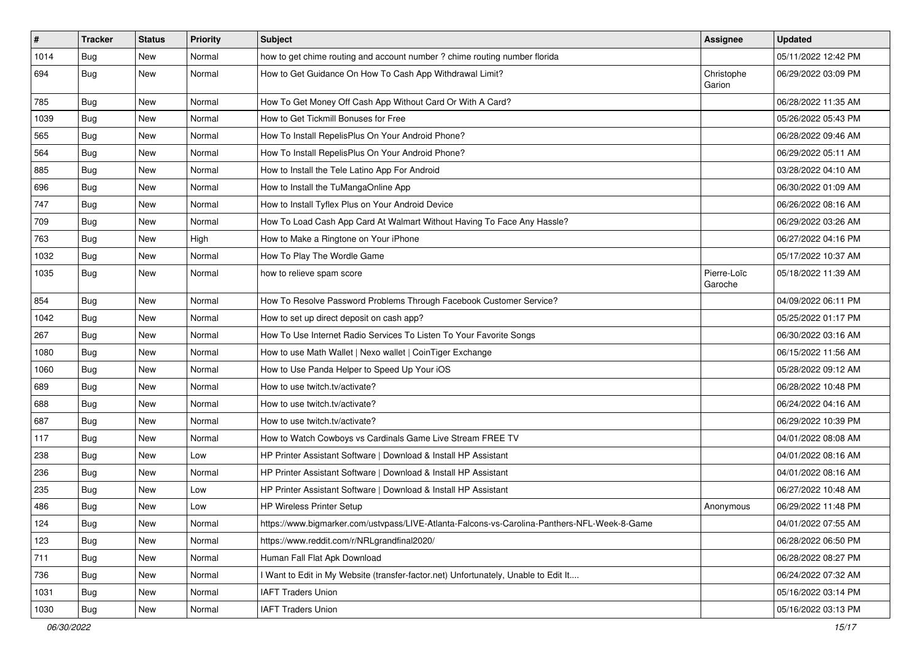| # | Tracker | Status | Priority | Subject | Assignee | Updated |
|---|---|---|---|---|---|---|
| 1014 | Bug | New | Normal | how to get chime routing and account number ? chime routing number florida | | 05/11/2022 12:42 PM |
| 694 | Bug | New | Normal | How to Get Guidance On How To Cash App Withdrawal Limit? | Christophe Garion | 06/29/2022 03:09 PM |
| 785 | Bug | New | Normal | How To Get Money Off Cash App Without Card Or With A Card? | | 06/28/2022 11:35 AM |
| 1039 | Bug | New | Normal | How to Get Tickmill Bonuses for Free | | 05/26/2022 05:43 PM |
| 565 | Bug | New | Normal | How To Install RepelisPlus On Your Android Phone? | | 06/28/2022 09:46 AM |
| 564 | Bug | New | Normal | How To Install RepelisPlus On Your Android Phone? | | 06/29/2022 05:11 AM |
| 885 | Bug | New | Normal | How to Install the Tele Latino App For Android | | 03/28/2022 04:10 AM |
| 696 | Bug | New | Normal | How to Install the TuMangaOnline App | | 06/30/2022 01:09 AM |
| 747 | Bug | New | Normal | How to Install Tyflex Plus on Your Android Device | | 06/26/2022 08:16 AM |
| 709 | Bug | New | Normal | How To Load Cash App Card At Walmart Without Having To Face Any Hassle? | | 06/29/2022 03:26 AM |
| 763 | Bug | New | High | How to Make a Ringtone on Your iPhone | | 06/27/2022 04:16 PM |
| 1032 | Bug | New | Normal | How To Play The Wordle Game | | 05/17/2022 10:37 AM |
| 1035 | Bug | New | Normal | how to relieve spam score | Pierre-Loïc Garoche | 05/18/2022 11:39 AM |
| 854 | Bug | New | Normal | How To Resolve Password Problems Through Facebook Customer Service? | | 04/09/2022 06:11 PM |
| 1042 | Bug | New | Normal | How to set up direct deposit on cash app? | | 05/25/2022 01:17 PM |
| 267 | Bug | New | Normal | How To Use Internet Radio Services To Listen To Your Favorite Songs | | 06/30/2022 03:16 AM |
| 1080 | Bug | New | Normal | How to use Math Wallet \| Nexo wallet \| CoinTiger Exchange | | 06/15/2022 11:56 AM |
| 1060 | Bug | New | Normal | How to Use Panda Helper to Speed Up Your iOS | | 05/28/2022 09:12 AM |
| 689 | Bug | New | Normal | How to use twitch.tv/activate? | | 06/28/2022 10:48 PM |
| 688 | Bug | New | Normal | How to use twitch.tv/activate? | | 06/24/2022 04:16 AM |
| 687 | Bug | New | Normal | How to use twitch.tv/activate? | | 06/29/2022 10:39 PM |
| 117 | Bug | New | Normal | How to Watch Cowboys vs Cardinals Game Live Stream FREE TV | | 04/01/2022 08:08 AM |
| 238 | Bug | New | Low | HP Printer Assistant Software \| Download & Install HP Assistant | | 04/01/2022 08:16 AM |
| 236 | Bug | New | Normal | HP Printer Assistant Software \| Download & Install HP Assistant | | 04/01/2022 08:16 AM |
| 235 | Bug | New | Low | HP Printer Assistant Software \| Download & Install HP Assistant | | 06/27/2022 10:48 AM |
| 486 | Bug | New | Low | HP Wireless Printer Setup | Anonymous | 06/29/2022 11:48 PM |
| 124 | Bug | New | Normal | https://www.bigmarker.com/ustvpass/LIVE-Atlanta-Falcons-vs-Carolina-Panthers-NFL-Week-8-Game | | 04/01/2022 07:55 AM |
| 123 | Bug | New | Normal | https://www.reddit.com/r/NRLgrandfinal2020/ | | 06/28/2022 06:50 PM |
| 711 | Bug | New | Normal | Human Fall Flat Apk Download | | 06/28/2022 08:27 PM |
| 736 | Bug | New | Normal | I Want to Edit in My Website (transfer-factor.net) Unfortunately, Unable to Edit It.... | | 06/24/2022 07:32 AM |
| 1031 | Bug | New | Normal | IAFT Traders Union | | 05/16/2022 03:14 PM |
| 1030 | Bug | New | Normal | IAFT Traders Union | | 05/16/2022 03:13 PM |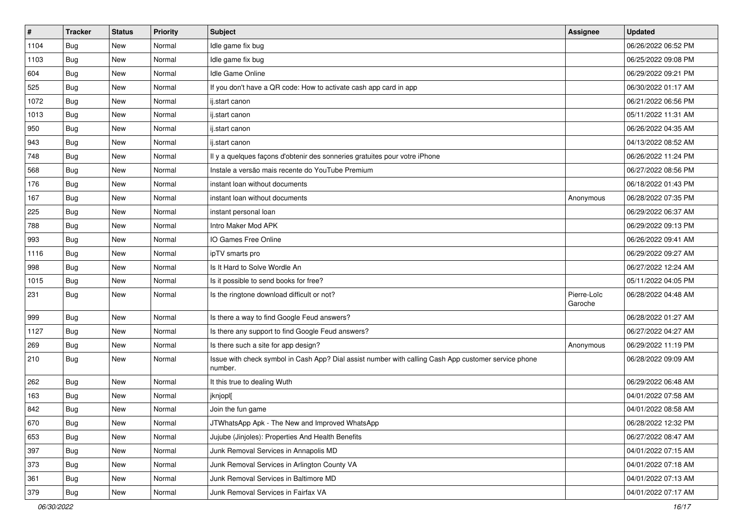| # | Tracker | Status | Priority | Subject | Assignee | Updated |
|---|---|---|---|---|---|---|
| 1104 | Bug | New | Normal | Idle game fix bug | | 06/26/2022 06:52 PM |
| 1103 | Bug | New | Normal | Idle game fix bug | | 06/25/2022 09:08 PM |
| 604 | Bug | New | Normal | Idle Game Online | | 06/29/2022 09:21 PM |
| 525 | Bug | New | Normal | If you don't have a QR code: How to activate cash app card in app | | 06/30/2022 01:17 AM |
| 1072 | Bug | New | Normal | ij.start canon | | 06/21/2022 06:56 PM |
| 1013 | Bug | New | Normal | ij.start canon | | 05/11/2022 11:31 AM |
| 950 | Bug | New | Normal | ij.start canon | | 06/26/2022 04:35 AM |
| 943 | Bug | New | Normal | ij.start canon | | 04/13/2022 08:52 AM |
| 748 | Bug | New | Normal | Il y a quelques façons d'obtenir des sonneries gratuites pour votre iPhone | | 06/26/2022 11:24 PM |
| 568 | Bug | New | Normal | Instale a versão mais recente do YouTube Premium | | 06/27/2022 08:56 PM |
| 176 | Bug | New | Normal | instant loan without documents | | 06/18/2022 01:43 PM |
| 167 | Bug | New | Normal | instant loan without documents | Anonymous | 06/28/2022 07:35 PM |
| 225 | Bug | New | Normal | instant personal loan | | 06/29/2022 06:37 AM |
| 788 | Bug | New | Normal | Intro Maker Mod APK | | 06/29/2022 09:13 PM |
| 993 | Bug | New | Normal | IO Games Free Online | | 06/26/2022 09:41 AM |
| 1116 | Bug | New | Normal | ipTV smarts pro | | 06/29/2022 09:27 AM |
| 998 | Bug | New | Normal | Is It Hard to Solve Wordle An | | 06/27/2022 12:24 AM |
| 1015 | Bug | New | Normal | Is it possible to send books for free? | | 05/11/2022 04:05 PM |
| 231 | Bug | New | Normal | Is the ringtone download difficult or not? | Pierre-Loïc Garoche | 06/28/2022 04:48 AM |
| 999 | Bug | New | Normal | Is there a way to find Google Feud answers? | | 06/28/2022 01:27 AM |
| 1127 | Bug | New | Normal | Is there any support to find Google Feud answers? | | 06/27/2022 04:27 AM |
| 269 | Bug | New | Normal | Is there such a site for app design? | Anonymous | 06/29/2022 11:19 PM |
| 210 | Bug | New | Normal | Issue with check symbol in Cash App? Dial assist number with calling Cash App customer service phone number. | | 06/28/2022 09:09 AM |
| 262 | Bug | New | Normal | It this true to dealing Wuth | | 06/29/2022 06:48 AM |
| 163 | Bug | New | Normal | jknjopl[ | | 04/01/2022 07:58 AM |
| 842 | Bug | New | Normal | Join the fun game | | 04/01/2022 08:58 AM |
| 670 | Bug | New | Normal | JTWhatsApp Apk - The New and Improved WhatsApp | | 06/28/2022 12:32 PM |
| 653 | Bug | New | Normal | Jujube (Jinjoles): Properties And Health Benefits | | 06/27/2022 08:47 AM |
| 397 | Bug | New | Normal | Junk Removal Services in Annapolis MD | | 04/01/2022 07:15 AM |
| 373 | Bug | New | Normal | Junk Removal Services in Arlington County VA | | 04/01/2022 07:18 AM |
| 361 | Bug | New | Normal | Junk Removal Services in Baltimore MD | | 04/01/2022 07:13 AM |
| 379 | Bug | New | Normal | Junk Removal Services in Fairfax VA | | 04/01/2022 07:17 AM |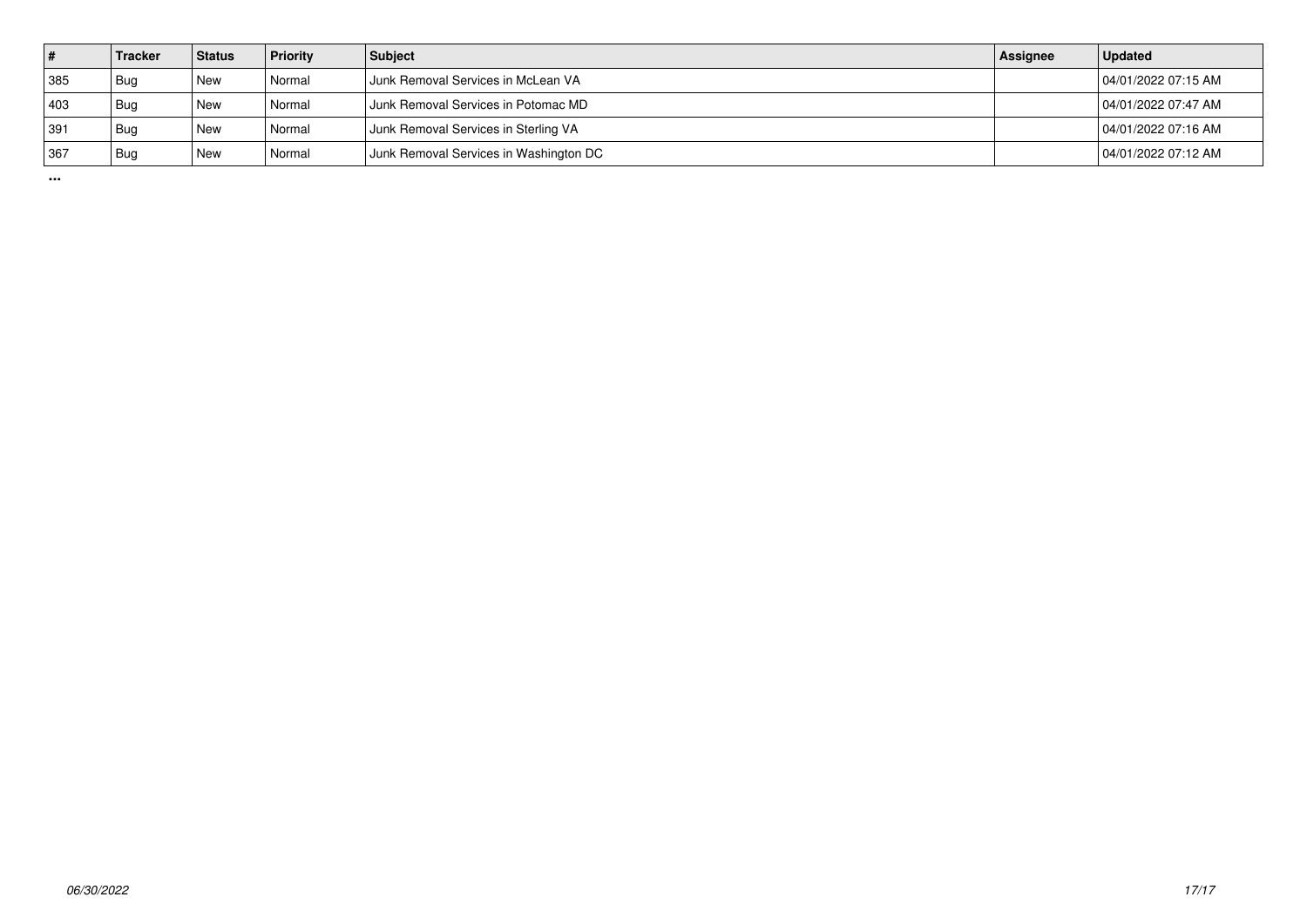| # | Tracker | Status | Priority | Subject | Assignee | Updated |
|---|---|---|---|---|---|---|
| 385 | Bug | New | Normal | Junk Removal Services in McLean VA | | 04/01/2022 07:15 AM |
| 403 | Bug | New | Normal | Junk Removal Services in Potomac MD | | 04/01/2022 07:47 AM |
| 391 | Bug | New | Normal | Junk Removal Services in Sterling VA | | 04/01/2022 07:16 AM |
| 367 | Bug | New | Normal | Junk Removal Services in Washington DC | | 04/01/2022 07:12 AM |

...